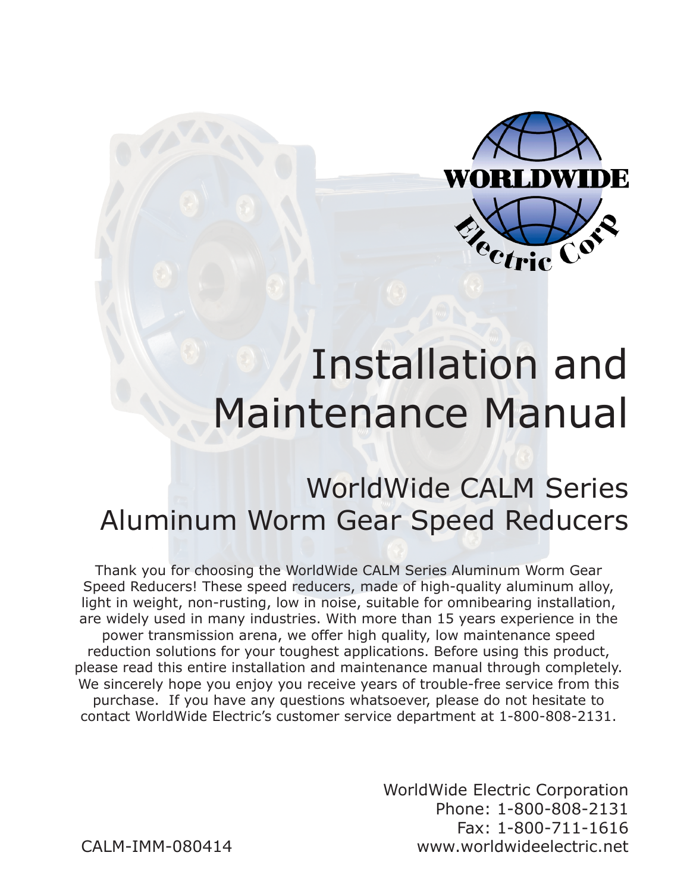# Installation and Maintenance Manual

## WorldWide CALM Series Aluminum Worm Gear Speed Reducers

Thank you for choosing the WorldWide CALM Series Aluminum Worm Gear Speed Reducers! These speed reducers, made of high-quality aluminum alloy, light in weight, non-rusting, low in noise, suitable for omnibearing installation, are widely used in many industries. With more than 15 years experience in the power transmission arena, we offer high quality, low maintenance speed reduction solutions for your toughest applications. Before using this product, please read this entire installation and maintenance manual through completely. We sincerely hope you enjoy you receive years of trouble-free service from this purchase. If you have any questions whatsoever, please do not hesitate to contact WorldWide Electric's customer service department at 1-800-808-2131.

WorldWide Electric Corporation
Phone: 1-800-808-2131
Fax: 1-800-711-1616
www.worldwideelectric.net

CALM-IMM-080414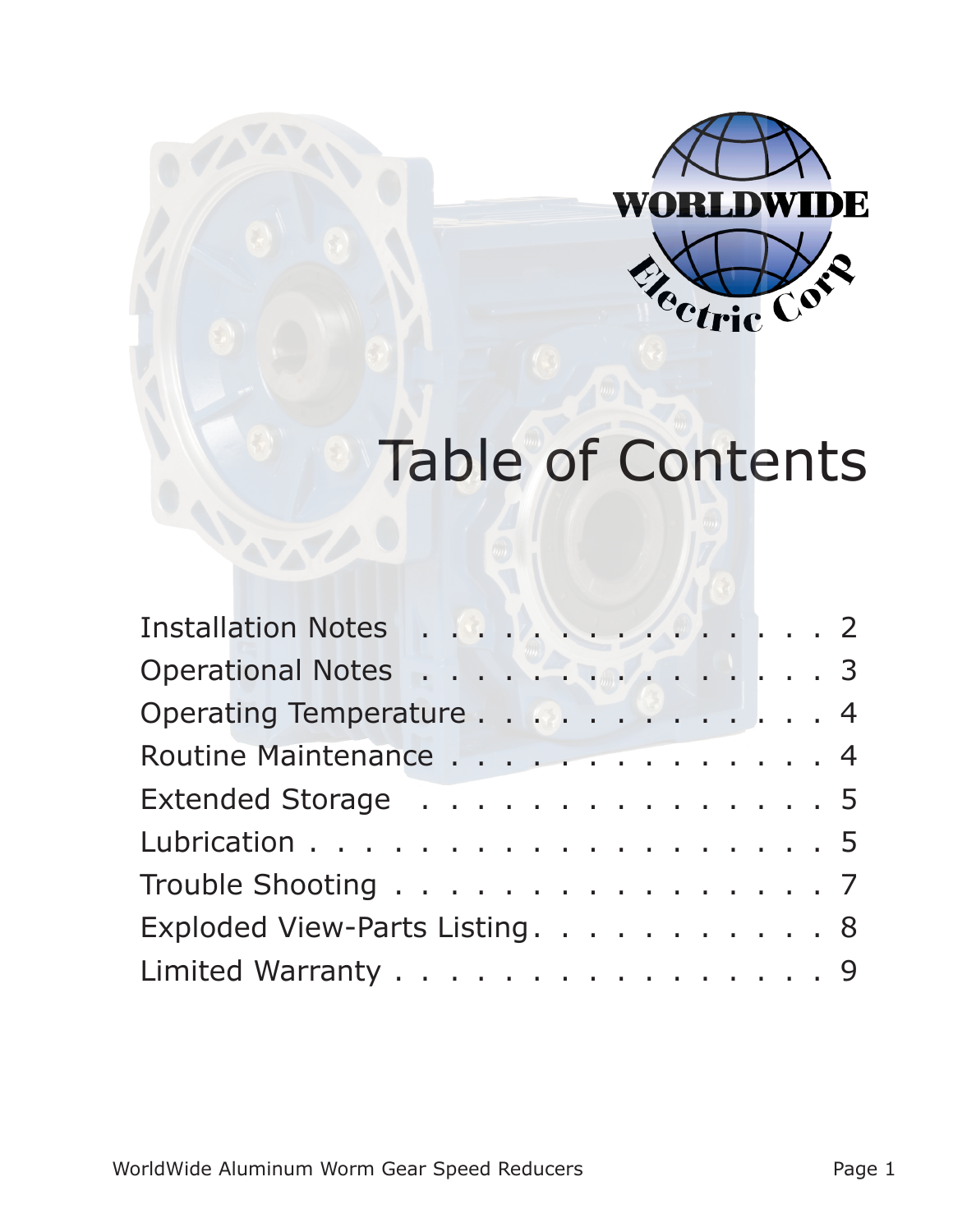# Table of Contents

| | |
|---|---|
| Installation Notes | 2 |
| Operational Notes | 3 |
| Operating Temperature | 4 |
| Routine Maintenance | 4 |
| Extended Storage | 5 |
| Lubrication | 5 |
| Trouble Shooting | 7 |
| Exploded View-Parts Listing | 8 |
| Limited Warranty | 9 |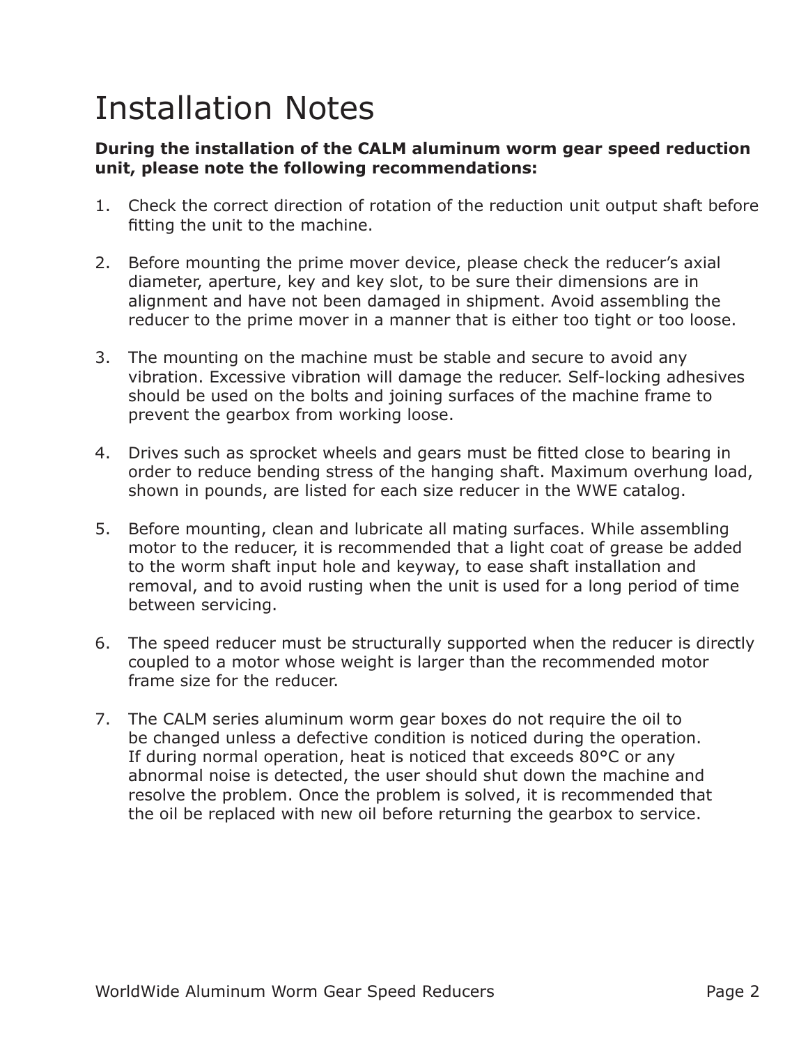# Installation Notes

**During the installation of the CALM aluminum worm gear speed reduction unit, please note the following recommendations:**

1. Check the correct direction of rotation of the reduction unit output shaft before fitting the unit to the machine.

2. Before mounting the prime mover device, please check the reducer's axial diameter, aperture, key and key slot, to be sure their dimensions are in alignment and have not been damaged in shipment. Avoid assembling the reducer to the prime mover in a manner that is either too tight or too loose.

3. The mounting on the machine must be stable and secure to avoid any vibration. Excessive vibration will damage the reducer. Self-locking adhesives should be used on the bolts and joining surfaces of the machine frame to prevent the gearbox from working loose.

4. Drives such as sprocket wheels and gears must be fitted close to bearing in order to reduce bending stress of the hanging shaft. Maximum overhung load, shown in pounds, are listed for each size reducer in the WWE catalog.

5. Before mounting, clean and lubricate all mating surfaces. While assembling motor to the reducer, it is recommended that a light coat of grease be added to the worm shaft input hole and keyway, to ease shaft installation and removal, and to avoid rusting when the unit is used for a long period of time between servicing.

6. The speed reducer must be structurally supported when the reducer is directly coupled to a motor whose weight is larger than the recommended motor frame size for the reducer.

7. The CALM series aluminum worm gear boxes do not require the oil to be changed unless a defective condition is noticed during the operation. If during normal operation, heat is noticed that exceeds 80°C or any abnormal noise is detected, the user should shut down the machine and resolve the problem. Once the problem is solved, it is recommended that the oil be replaced with new oil before returning the gearbox to service.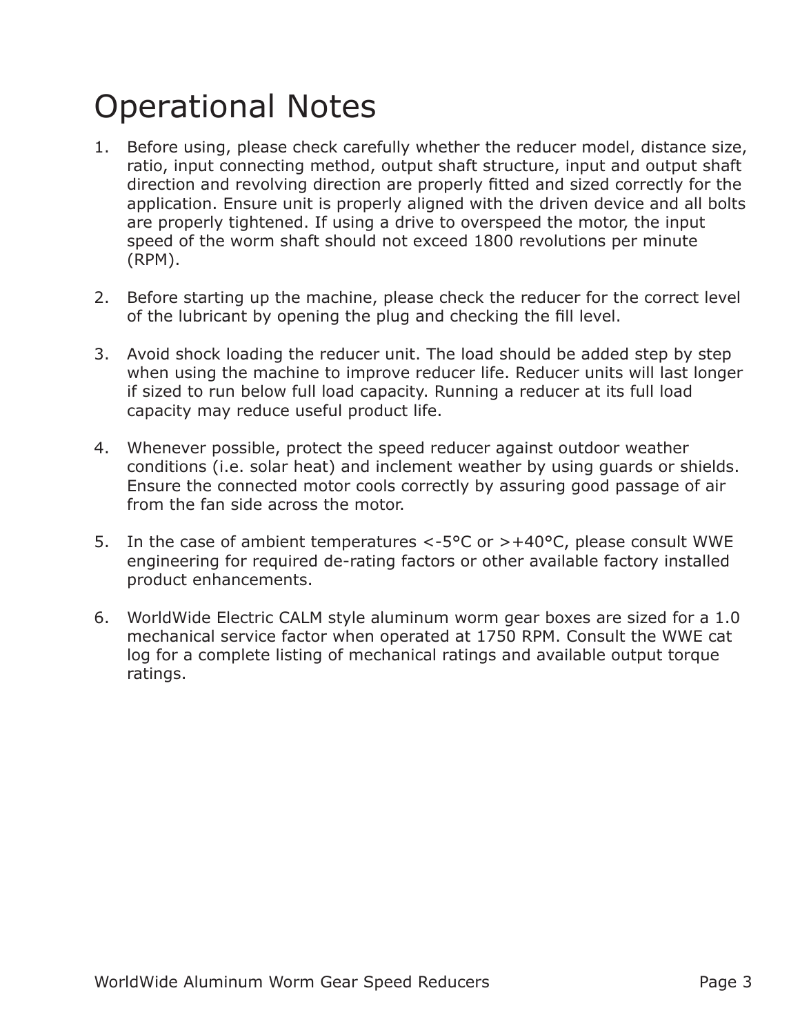# Operational Notes

1. Before using, please check carefully whether the reducer model, distance size, ratio, input connecting method, output shaft structure, input and output shaft direction and revolving direction are properly fitted and sized correctly for the application. Ensure unit is properly aligned with the driven device and all bolts are properly tightened. If using a drive to overspeed the motor, the input speed of the worm shaft should not exceed 1800 revolutions per minute (RPM).

2. Before starting up the machine, please check the reducer for the correct level of the lubricant by opening the plug and checking the fill level.

3. Avoid shock loading the reducer unit. The load should be added step by step when using the machine to improve reducer life. Reducer units will last longer if sized to run below full load capacity. Running a reducer at its full load capacity may reduce useful product life.

4. Whenever possible, protect the speed reducer against outdoor weather conditions (i.e. solar heat) and inclement weather by using guards or shields. Ensure the connected motor cools correctly by assuring good passage of air from the fan side across the motor.

5. In the case of ambient temperatures <-5°C or >+40°C, please consult WWE engineering for required de-rating factors or other available factory installed product enhancements.

6. WorldWide Electric CALM style aluminum worm gear boxes are sized for a 1.0 mechanical service factor when operated at 1750 RPM. Consult the WWE cat log for a complete listing of mechanical ratings and available output torque ratings.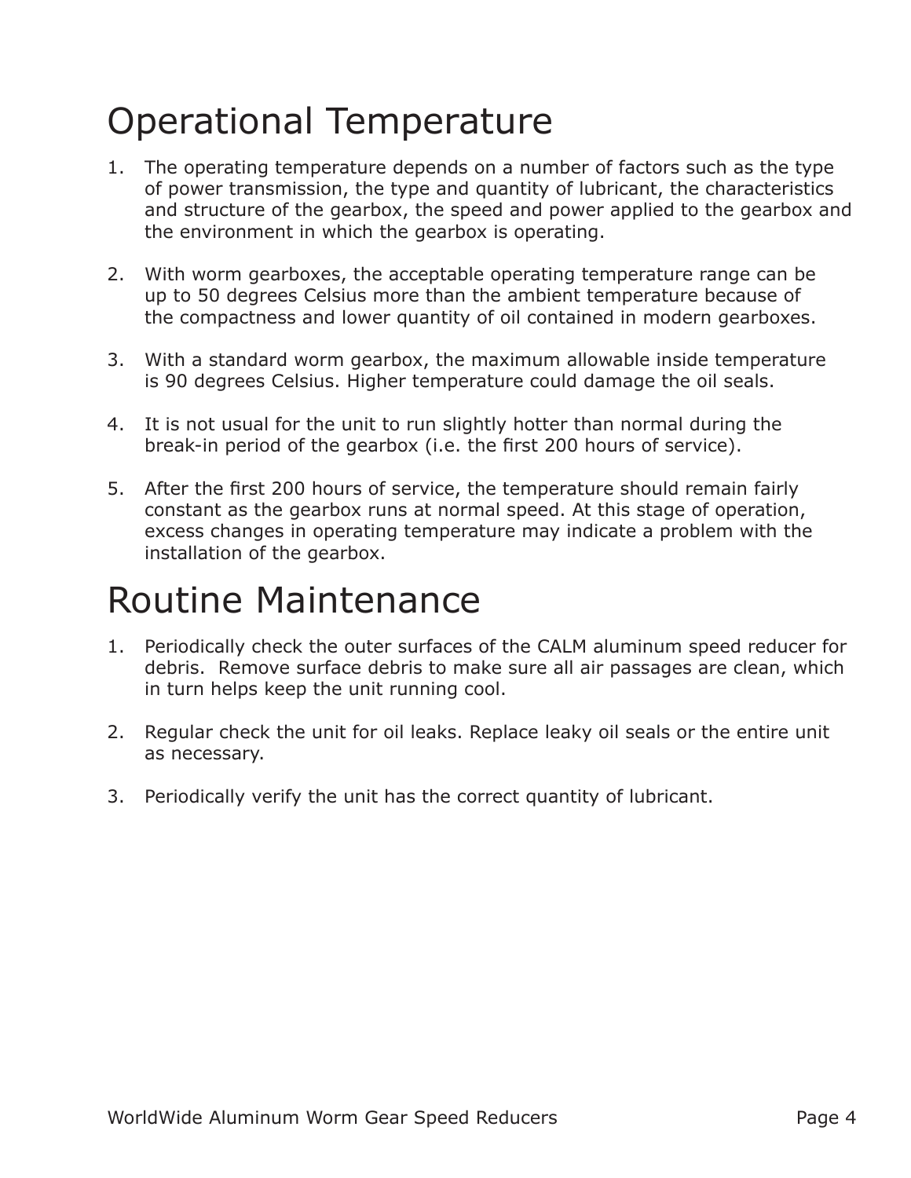# Operational Temperature

1. The operating temperature depends on a number of factors such as the type of power transmission, the type and quantity of lubricant, the characteristics and structure of the gearbox, the speed and power applied to the gearbox and the environment in which the gearbox is operating.

2. With worm gearboxes, the acceptable operating temperature range can be up to 50 degrees Celsius more than the ambient temperature because of the compactness and lower quantity of oil contained in modern gearboxes.

3. With a standard worm gearbox, the maximum allowable inside temperature is 90 degrees Celsius. Higher temperature could damage the oil seals.

4. It is not usual for the unit to run slightly hotter than normal during the break-in period of the gearbox (i.e. the first 200 hours of service).

5. After the first 200 hours of service, the temperature should remain fairly constant as the gearbox runs at normal speed. At this stage of operation, excess changes in operating temperature may indicate a problem with the installation of the gearbox.

# Routine Maintenance

1. Periodically check the outer surfaces of the CALM aluminum speed reducer for debris. Remove surface debris to make sure all air passages are clean, which in turn helps keep the unit running cool.

2. Regular check the unit for oil leaks. Replace leaky oil seals or the entire unit as necessary.

3. Periodically verify the unit has the correct quantity of lubricant.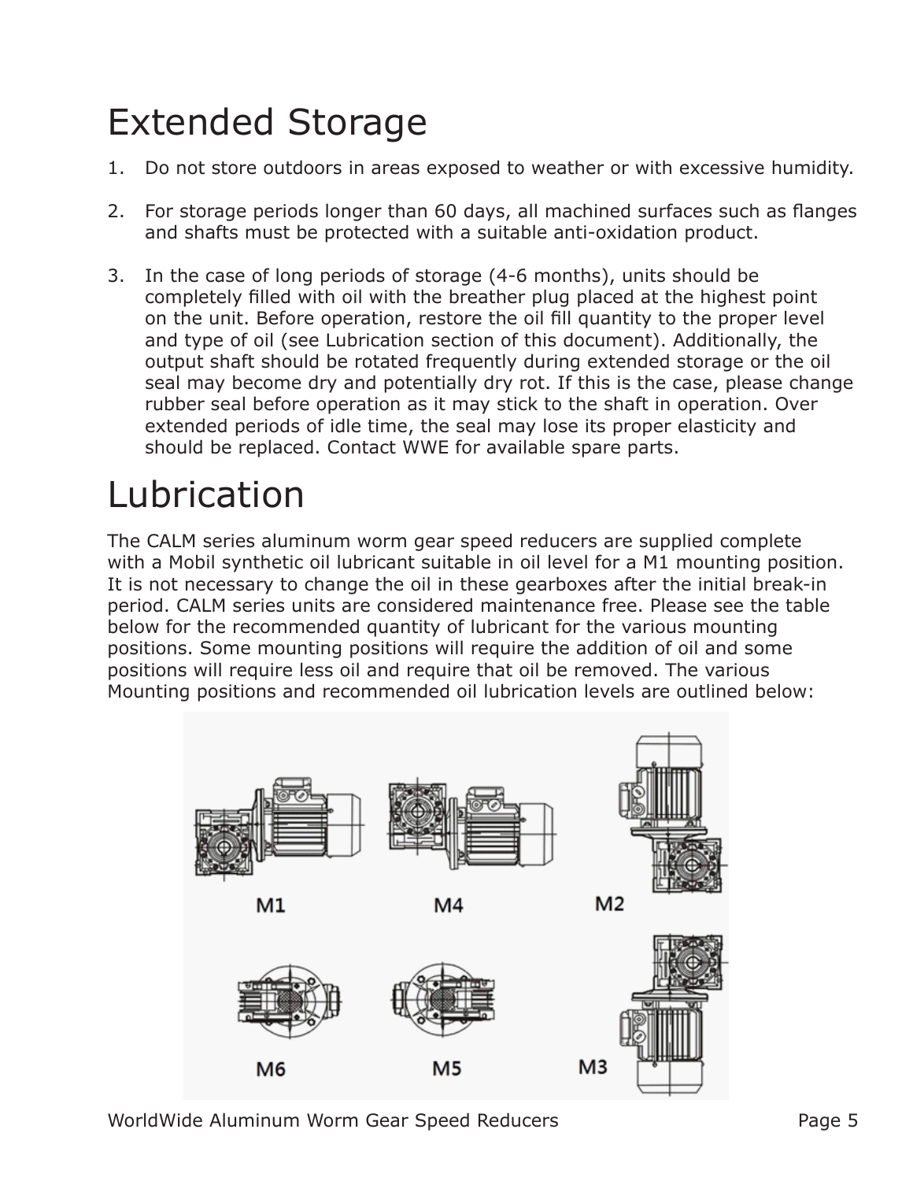# Extended Storage

1. Do not store outdoors in areas exposed to weather or with excessive humidity.

2. For storage periods longer than 60 days, all machined surfaces such as flanges and shafts must be protected with a suitable anti-oxidation product.

3. In the case of long periods of storage (4-6 months), units should be completely filled with oil with the breather plug placed at the highest point on the unit. Before operation, restore the oil fill quantity to the proper level and type of oil (see Lubrication section of this document). Additionally, the output shaft should be rotated frequently during extended storage or the oil seal may become dry and potentially dry rot. If this is the case, please change rubber seal before operation as it may stick to the shaft in operation. Over extended periods of idle time, the seal may lose its proper elasticity and should be replaced. Contact WWE for available spare parts.

# Lubrication

The CALM series aluminum worm gear speed reducers are supplied complete with a Mobil synthetic oil lubricant suitable in oil level for a M1 mounting position. It is not necessary to change the oil in these gearboxes after the initial break-in period. CALM series units are considered maintenance free. Please see the table below for the recommended quantity of lubricant for the various mounting positions. Some mounting positions will require the addition of oil and some positions will require less oil and require that oil be removed. The various Mounting positions and recommended oil lubrication levels are outlined below:

M1 M4 M2

M6 M5 M3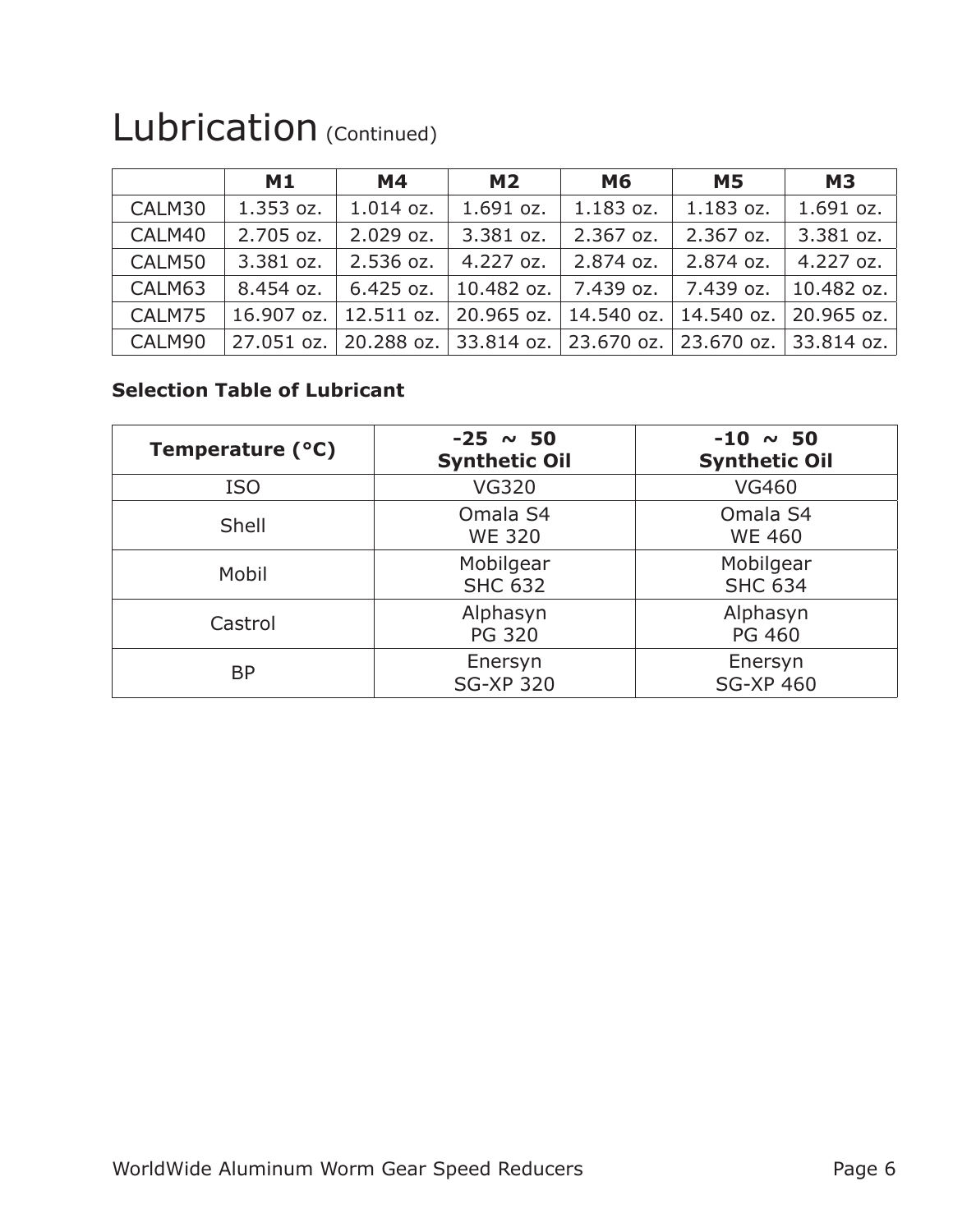# Lubrication (Continued)

| | M1 | M4 | M2 | M6 | M5 | M3 |
|---|---|---|---|---|---|---|
| CALM30 | 1.353 oz. | 1.014 oz. | 1.691 oz. | 1.183 oz. | 1.183 oz. | 1.691 oz. |
| CALM40 | 2.705 oz. | 2.029 oz. | 3.381 oz. | 2.367 oz. | 2.367 oz. | 3.381 oz. |
| CALM50 | 3.381 oz. | 2.536 oz. | 4.227 oz. | 2.874 oz. | 2.874 oz. | 4.227 oz. |
| CALM63 | 8.454 oz. | 6.425 oz. | 10.482 oz. | 7.439 oz. | 7.439 oz. | 10.482 oz. |
| CALM75 | 16.907 oz. | 12.511 oz. | 20.965 oz. | 14.540 oz. | 14.540 oz. | 20.965 oz. |
| CALM90 | 27.051 oz. | 20.288 oz. | 33.814 oz. | 23.670 oz. | 23.670 oz. | 33.814 oz. |

**Selection Table of Lubricant**

| Temperature (°C) | -25 ~ 50 Synthetic Oil | -10 ~ 50 Synthetic Oil |
|---|---|---|
| ISO | VG320 | VG460 |
| Shell | Omala S4 WE 320 | Omala S4 WE 460 |
| Mobil | Mobilgear SHC 632 | Mobilgear SHC 634 |
| Castrol | Alphasyn PG 320 | Alphasyn PG 460 |
| BP | Enersyn SG-XP 320 | Enersyn SG-XP 460 |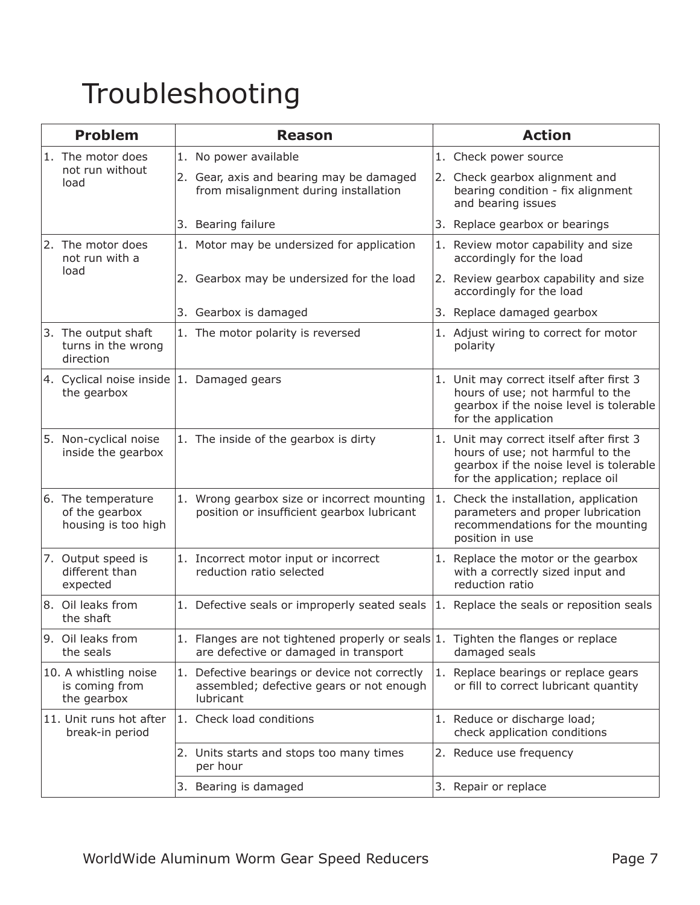# Troubleshooting

| Problem | Reason | Action |
|---|---|---|
| 1. The motor does not run without load | 1. No power available | 1. Check power source |
| | 2. Gear, axis and bearing may be damaged from misalignment during installation | 2. Check gearbox alignment and bearing condition - fix alignment and bearing issues |
| | 3. Bearing failure | 3. Replace gearbox or bearings |
| 2. The motor does not run with a load | 1. Motor may be undersized for application | 1. Review motor capability and size accordingly for the load |
| | 2. Gearbox may be undersized for the load | 2. Review gearbox capability and size accordingly for the load |
| | 3. Gearbox is damaged | 3. Replace damaged gearbox |
| 3. The output shaft turns in the wrong direction | 1. The motor polarity is reversed | 1. Adjust wiring to correct for motor polarity |
| 4. Cyclical noise inside the gearbox | 1. Damaged gears | 1. Unit may correct itself after first 3 hours of use; not harmful to the gearbox if the noise level is tolerable for the application |
| 5. Non-cyclical noise inside the gearbox | 1. The inside of the gearbox is dirty | 1. Unit may correct itself after first 3 hours of use; not harmful to the gearbox if the noise level is tolerable for the application; replace oil |
| 6. The temperature of the gearbox housing is too high | 1. Wrong gearbox size or incorrect mounting position or insufficient gearbox lubricant | 1. Check the installation, application parameters and proper lubrication recommendations for the mounting position in use |
| 7. Output speed is different than expected | 1. Incorrect motor input or incorrect reduction ratio selected | 1. Replace the motor or the gearbox with a correctly sized input and reduction ratio |
| 8. Oil leaks from the shaft | 1. Defective seals or improperly seated seals | 1. Replace the seals or reposition seals |
| 9. Oil leaks from the seals | 1. Flanges are not tightened properly or seals are defective or damaged in transport | 1. Tighten the flanges or replace damaged seals |
| 10. A whistling noise is coming from the gearbox | 1. Defective bearings or device not correctly assembled; defective gears or not enough lubricant | 1. Replace bearings or replace gears or fill to correct lubricant quantity |
| 11. Unit runs hot after break-in period | 1. Check load conditions | 1. Reduce or discharge load; check application conditions |
| | 2. Units starts and stops too many times per hour | 2. Reduce use frequency |
| | 3. Bearing is damaged | 3. Repair or replace |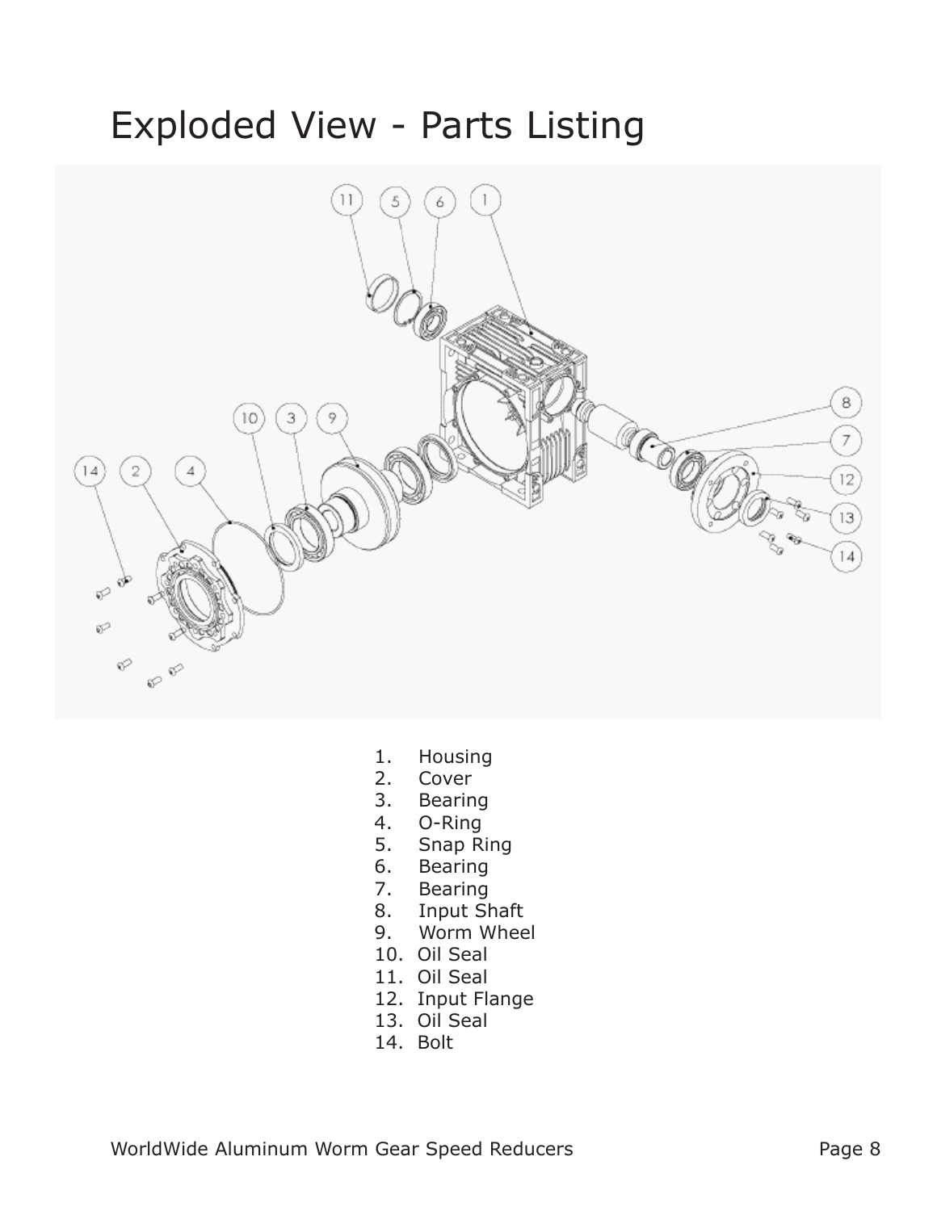# Exploded View - Parts Listing

1. Housing
2. Cover
3. Bearing
4. O-Ring
5. Snap Ring
6. Bearing
7. Bearing
8. Input Shaft
9. Worm Wheel
10. Oil Seal
11. Oil Seal
12. Input Flange
13. Oil Seal
14. Bolt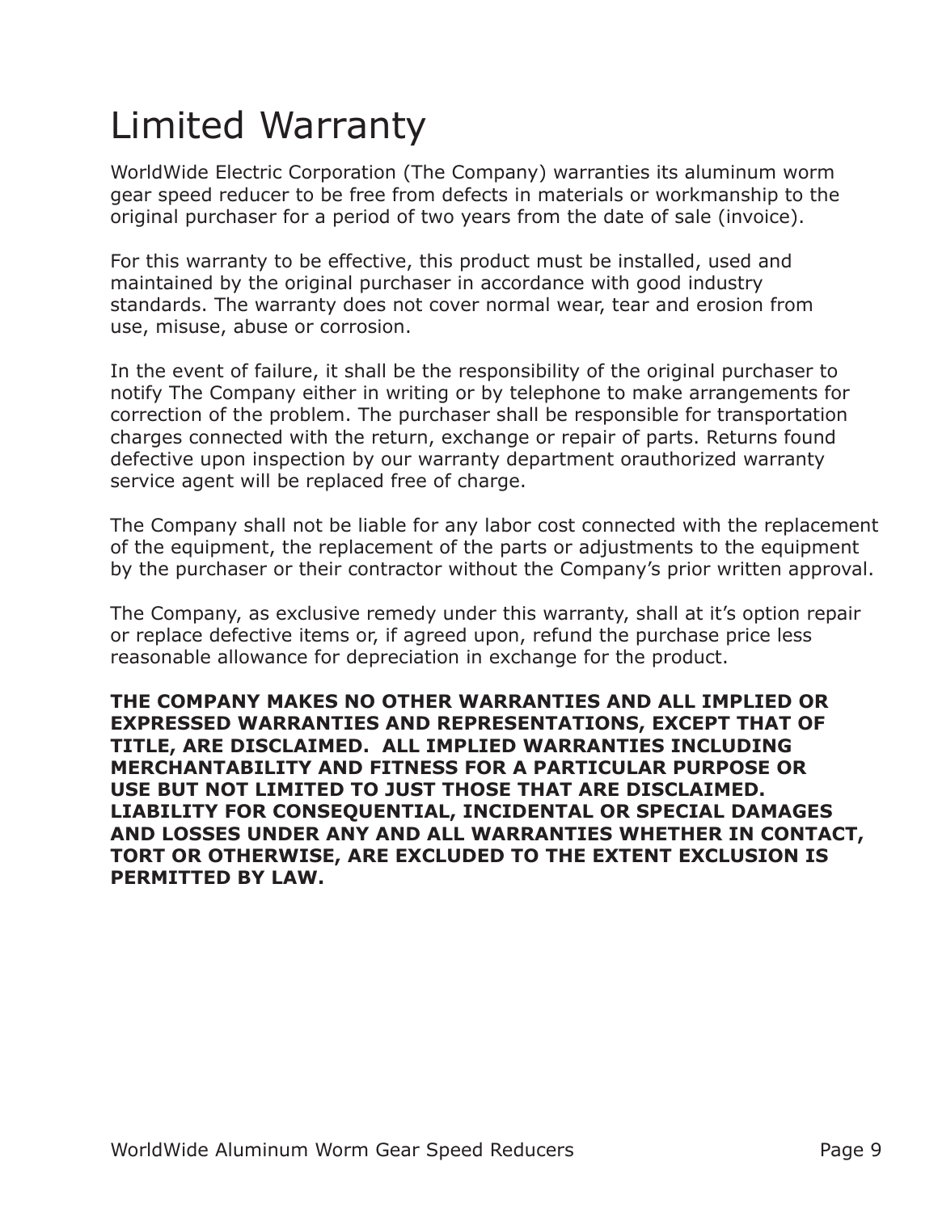# Limited Warranty

WorldWide Electric Corporation (The Company) warranties its aluminum worm gear speed reducer to be free from defects in materials or workmanship to the original purchaser for a period of two years from the date of sale (invoice).

For this warranty to be effective, this product must be installed, used and maintained by the original purchaser in accordance with good industry standards. The warranty does not cover normal wear, tear and erosion from use, misuse, abuse or corrosion.

In the event of failure, it shall be the responsibility of the original purchaser to notify The Company either in writing or by telephone to make arrangements for correction of the problem. The purchaser shall be responsible for transportation charges connected with the return, exchange or repair of parts. Returns found defective upon inspection by our warranty department orauthorized warranty service agent will be replaced free of charge.

The Company shall not be liable for any labor cost connected with the replacement of the equipment, the replacement of the parts or adjustments to the equipment by the purchaser or their contractor without the Company's prior written approval.

The Company, as exclusive remedy under this warranty, shall at it's option repair or replace defective items or, if agreed upon, refund the purchase price less reasonable allowance for depreciation in exchange for the product.

**THE COMPANY MAKES NO OTHER WARRANTIES AND ALL IMPLIED OR EXPRESSED WARRANTIES AND REPRESENTATIONS, EXCEPT THAT OF TITLE, ARE DISCLAIMED. ALL IMPLIED WARRANTIES INCLUDING MERCHANTABILITY AND FITNESS FOR A PARTICULAR PURPOSE OR USE BUT NOT LIMITED TO JUST THOSE THAT ARE DISCLAIMED. LIABILITY FOR CONSEQUENTIAL, INCIDENTAL OR SPECIAL DAMAGES AND LOSSES UNDER ANY AND ALL WARRANTIES WHETHER IN CONTACT, TORT OR OTHERWISE, ARE EXCLUDED TO THE EXTENT EXCLUSION IS PERMITTED BY LAW.**